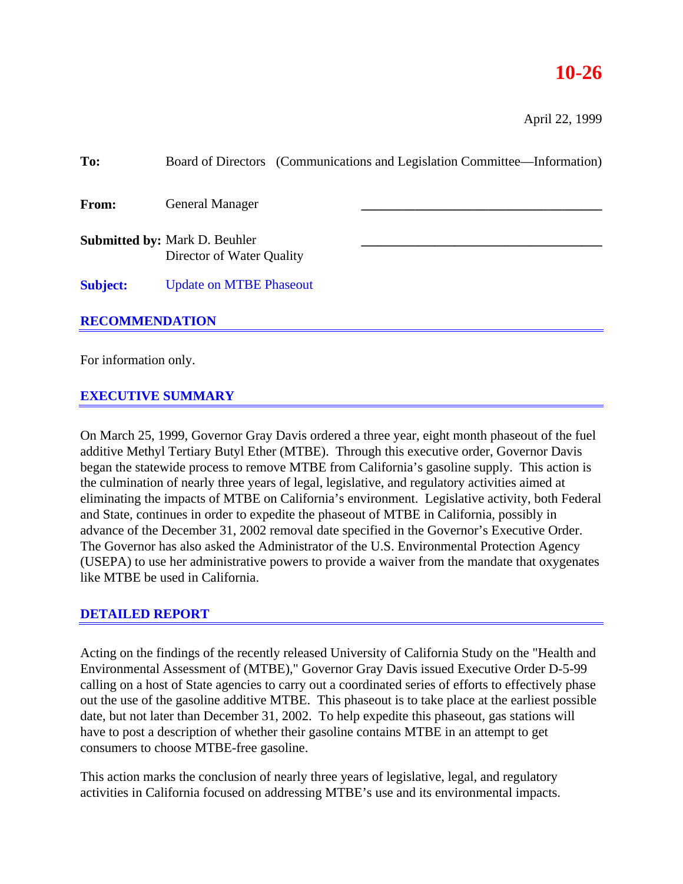**10-26**

April 22, 1999

**To:** Board of Directors (Communications and Legislation Committee—Information)

**From:** General Manager ____________________________________

**Submitted by:** Mark D. Beuhler ____________________________________
Director of Water Quality

**Subject:** Update on MTBE Phaseout

## RECOMMENDATION

For information only.

## EXECUTIVE SUMMARY

On March 25, 1999, Governor Gray Davis ordered a three year, eight month phaseout of the fuel additive Methyl Tertiary Butyl Ether (MTBE). Through this executive order, Governor Davis began the statewide process to remove MTBE from California's gasoline supply. This action is the culmination of nearly three years of legal, legislative, and regulatory activities aimed at eliminating the impacts of MTBE on California's environment. Legislative activity, both Federal and State, continues in order to expedite the phaseout of MTBE in California, possibly in advance of the December 31, 2002 removal date specified in the Governor's Executive Order. The Governor has also asked the Administrator of the U.S. Environmental Protection Agency (USEPA) to use her administrative powers to provide a waiver from the mandate that oxygenates like MTBE be used in California.

## DETAILED REPORT

Acting on the findings of the recently released University of California Study on the "Health and Environmental Assessment of (MTBE)," Governor Gray Davis issued Executive Order D-5-99 calling on a host of State agencies to carry out a coordinated series of efforts to effectively phase out the use of the gasoline additive MTBE. This phaseout is to take place at the earliest possible date, but not later than December 31, 2002. To help expedite this phaseout, gas stations will have to post a description of whether their gasoline contains MTBE in an attempt to get consumers to choose MTBE-free gasoline.

This action marks the conclusion of nearly three years of legislative, legal, and regulatory activities in California focused on addressing MTBE's use and its environmental impacts.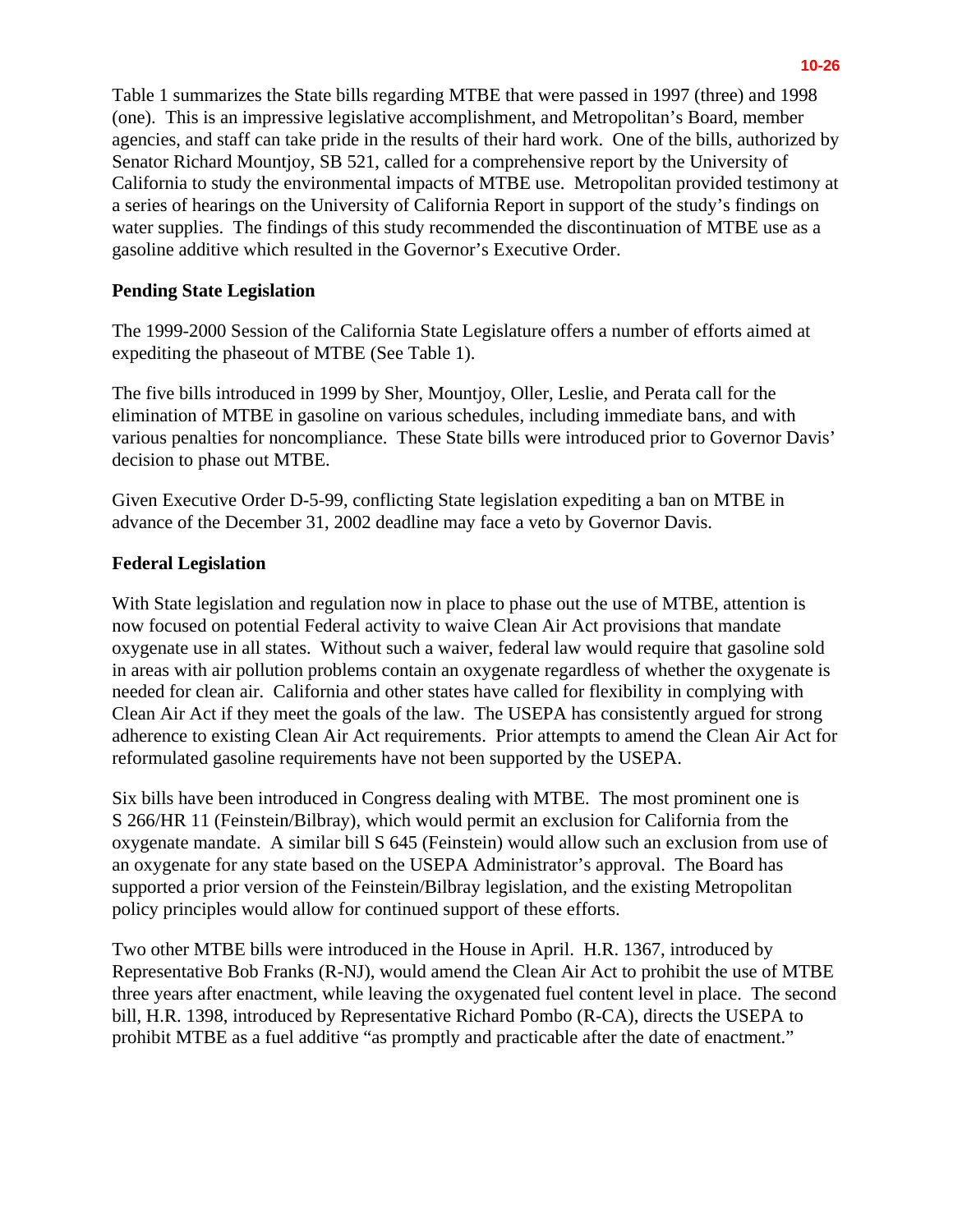Table 1 summarizes the State bills regarding MTBE that were passed in 1997 (three) and 1998 (one). This is an impressive legislative accomplishment, and Metropolitan's Board, member agencies, and staff can take pride in the results of their hard work. One of the bills, authorized by Senator Richard Mountjoy, SB 521, called for a comprehensive report by the University of California to study the environmental impacts of MTBE use. Metropolitan provided testimony at a series of hearings on the University of California Report in support of the study's findings on water supplies. The findings of this study recommended the discontinuation of MTBE use as a gasoline additive which resulted in the Governor's Executive Order.

**Pending State Legislation**

The 1999-2000 Session of the California State Legislature offers a number of efforts aimed at expediting the phaseout of MTBE (See Table 1).

The five bills introduced in 1999 by Sher, Mountjoy, Oller, Leslie, and Perata call for the elimination of MTBE in gasoline on various schedules, including immediate bans, and with various penalties for noncompliance. These State bills were introduced prior to Governor Davis' decision to phase out MTBE.

Given Executive Order D-5-99, conflicting State legislation expediting a ban on MTBE in advance of the December 31, 2002 deadline may face a veto by Governor Davis.

**Federal Legislation**

With State legislation and regulation now in place to phase out the use of MTBE, attention is now focused on potential Federal activity to waive Clean Air Act provisions that mandate oxygenate use in all states. Without such a waiver, federal law would require that gasoline sold in areas with air pollution problems contain an oxygenate regardless of whether the oxygenate is needed for clean air. California and other states have called for flexibility in complying with Clean Air Act if they meet the goals of the law. The USEPA has consistently argued for strong adherence to existing Clean Air Act requirements. Prior attempts to amend the Clean Air Act for reformulated gasoline requirements have not been supported by the USEPA.

Six bills have been introduced in Congress dealing with MTBE. The most prominent one is S 266/HR 11 (Feinstein/Bilbray), which would permit an exclusion for California from the oxygenate mandate. A similar bill S 645 (Feinstein) would allow such an exclusion from use of an oxygenate for any state based on the USEPA Administrator's approval. The Board has supported a prior version of the Feinstein/Bilbray legislation, and the existing Metropolitan policy principles would allow for continued support of these efforts.

Two other MTBE bills were introduced in the House in April. H.R. 1367, introduced by Representative Bob Franks (R-NJ), would amend the Clean Air Act to prohibit the use of MTBE three years after enactment, while leaving the oxygenated fuel content level in place. The second bill, H.R. 1398, introduced by Representative Richard Pombo (R-CA), directs the USEPA to prohibit MTBE as a fuel additive "as promptly and practicable after the date of enactment."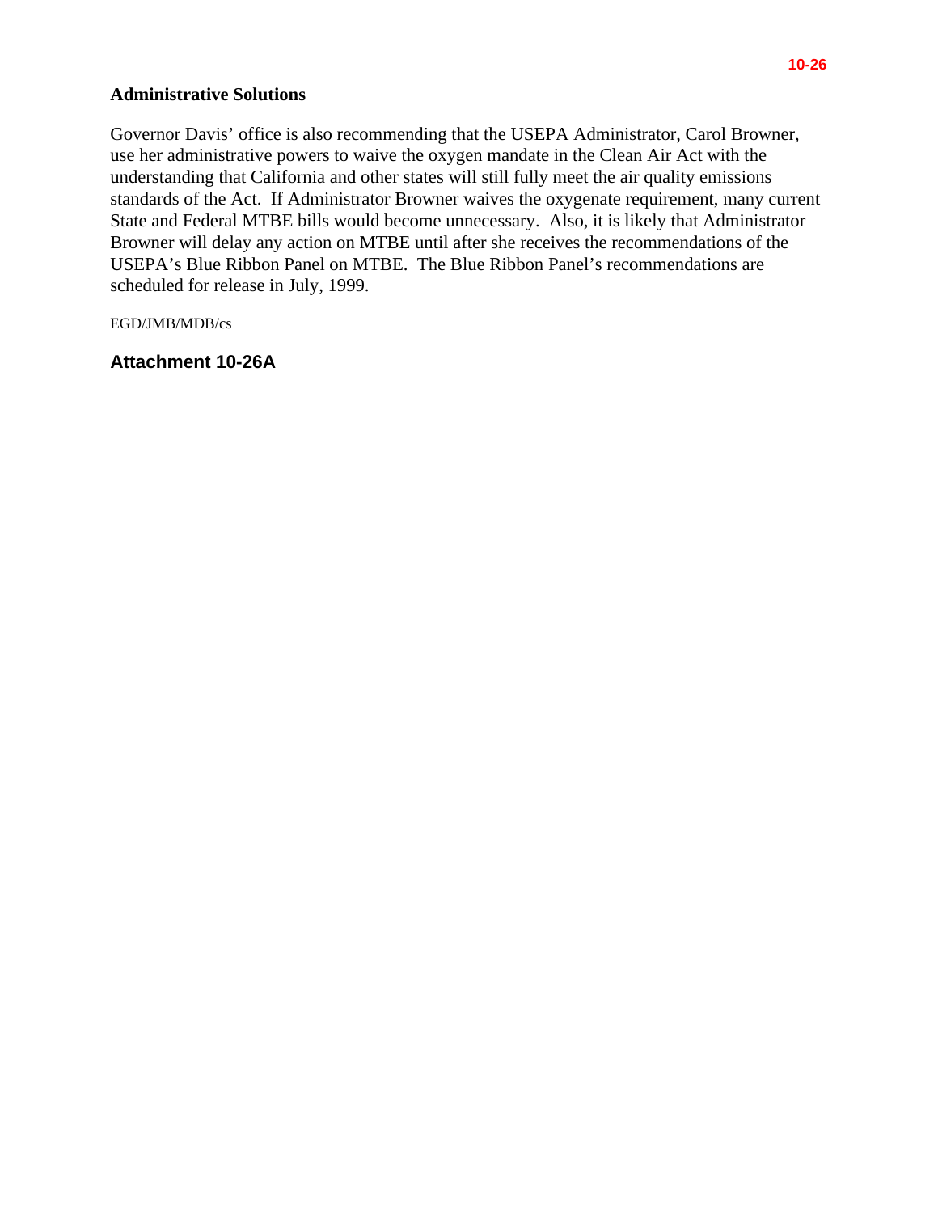**Administrative Solutions**

Governor Davis' office is also recommending that the USEPA Administrator, Carol Browner, use her administrative powers to waive the oxygen mandate in the Clean Air Act with the understanding that California and other states will still fully meet the air quality emissions standards of the Act. If Administrator Browner waives the oxygenate requirement, many current State and Federal MTBE bills would become unnecessary. Also, it is likely that Administrator Browner will delay any action on MTBE until after she receives the recommendations of the USEPA's Blue Ribbon Panel on MTBE. The Blue Ribbon Panel's recommendations are scheduled for release in July, 1999.

EGD/JMB/MDB/cs

**Attachment 10-26A**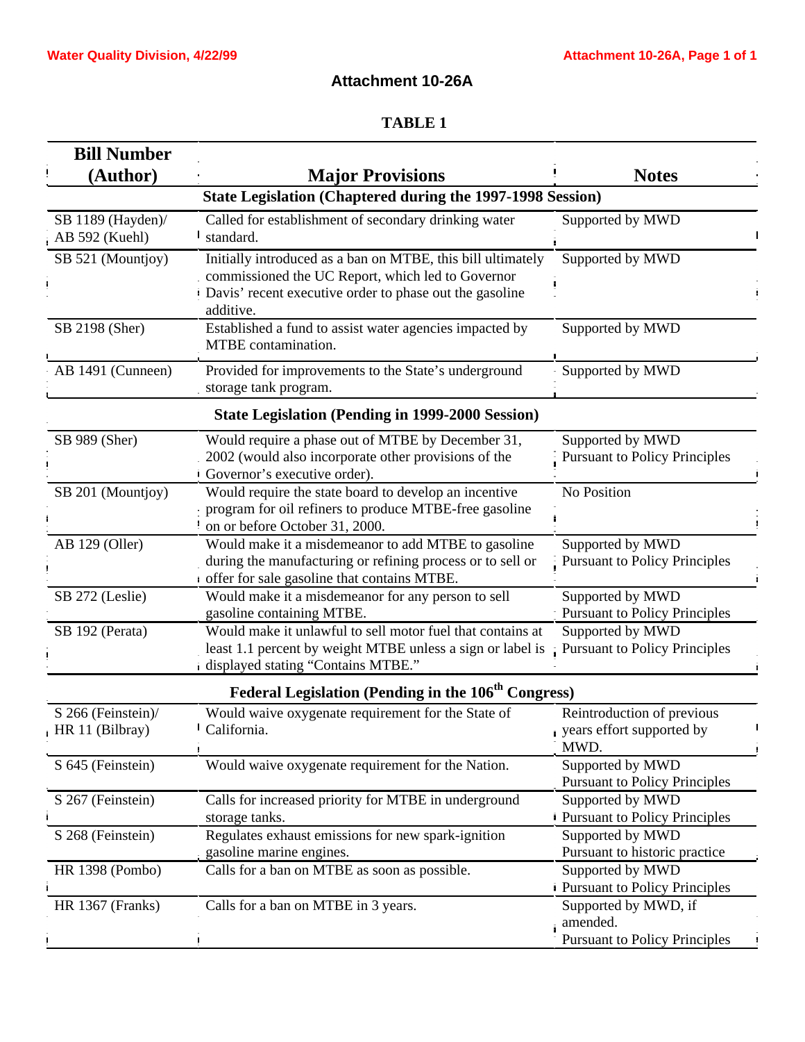# Attachment 10-26A

**TABLE 1**

| Bill Number (Author) | Major Provisions | Notes |
|---|---|---|
| **State Legislation (Chaptered during the 1997-1998 Session)** | | |
| SB 1189 (Hayden)/ AB 592 (Kuehl) | Called for establishment of secondary drinking water standard. | Supported by MWD |
| SB 521 (Mountjoy) | Initially introduced as a ban on MTBE, this bill ultimately commissioned the UC Report, which led to Governor Davis' recent executive order to phase out the gasoline additive. | Supported by MWD |
| SB 2198 (Sher) | Established a fund to assist water agencies impacted by MTBE contamination. | Supported by MWD |
| AB 1491 (Cunneen) | Provided for improvements to the State's underground storage tank program. | Supported by MWD |
| **State Legislation (Pending in 1999-2000 Session)** | | |
| SB 989 (Sher) | Would require a phase out of MTBE by December 31, 2002 (would also incorporate other provisions of the Governor's executive order). | Supported by MWD Pursuant to Policy Principles |
| SB 201 (Mountjoy) | Would require the state board to develop an incentive program for oil refiners to produce MTBE-free gasoline on or before October 31, 2000. | No Position |
| AB 129 (Oller) | Would make it a misdemeanor to add MTBE to gasoline during the manufacturing or refining process or to sell or offer for sale gasoline that contains MTBE. | Supported by MWD Pursuant to Policy Principles |
| SB 272 (Leslie) | Would make it a misdemeanor for any person to sell gasoline containing MTBE. | Supported by MWD Pursuant to Policy Principles |
| SB 192 (Perata) | Would make it unlawful to sell motor fuel that contains at least 1.1 percent by weight MTBE unless a sign or label is displayed stating "Contains MTBE." | Supported by MWD Pursuant to Policy Principles |
| **Federal Legislation (Pending in the 106th Congress)** | | |
| S 266 (Feinstein)/ HR 11 (Bilbray) | Would waive oxygenate requirement for the State of California. | Reintroduction of previous years effort supported by MWD. |
| S 645 (Feinstein) | Would waive oxygenate requirement for the Nation. | Supported by MWD Pursuant to Policy Principles |
| S 267 (Feinstein) | Calls for increased priority for MTBE in underground storage tanks. | Supported by MWD Pursuant to Policy Principles |
| S 268 (Feinstein) | Regulates exhaust emissions for new spark-ignition gasoline marine engines. | Supported by MWD Pursuant to historic practice |
| HR 1398 (Pombo) | Calls for a ban on MTBE as soon as possible. | Supported by MWD Pursuant to Policy Principles |
| HR 1367 (Franks) | Calls for a ban on MTBE in 3 years. | Supported by MWD, if amended. Pursuant to Policy Principles |